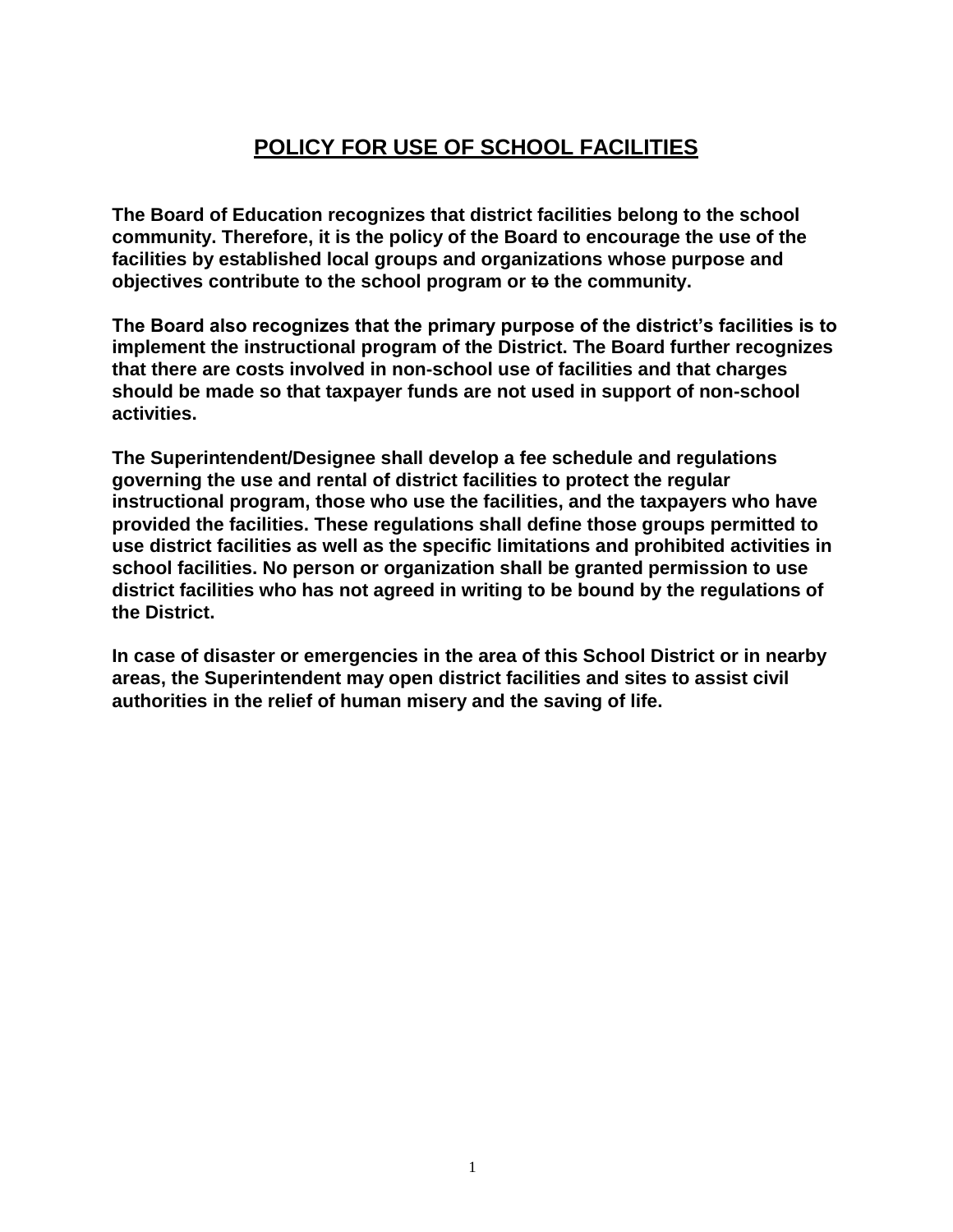# POLICY FOR USE OF SCHOOL FACILITIES

**The Board of Education recognizes that district facilities belong to the school community. Therefore, it is the policy of the Board to encourage the use of the facilities by established local groups and organizations whose purpose and objectives contribute to the school program or ~~to~~ the community.**

**The Board also recognizes that the primary purpose of the district's facilities is to implement the instructional program of the District. The Board further recognizes that there are costs involved in non-school use of facilities and that charges should be made so that taxpayer funds are not used in support of non-school activities.**

**The Superintendent/Designee shall develop a fee schedule and regulations governing the use and rental of district facilities to protect the regular instructional program, those who use the facilities, and the taxpayers who have provided the facilities. These regulations shall define those groups permitted to use district facilities as well as the specific limitations and prohibited activities in school facilities. No person or organization shall be granted permission to use district facilities who has not agreed in writing to be bound by the regulations of the District.**

**In case of disaster or emergencies in the area of this School District or in nearby areas, the Superintendent may open district facilities and sites to assist civil authorities in the relief of human misery and the saving of life.**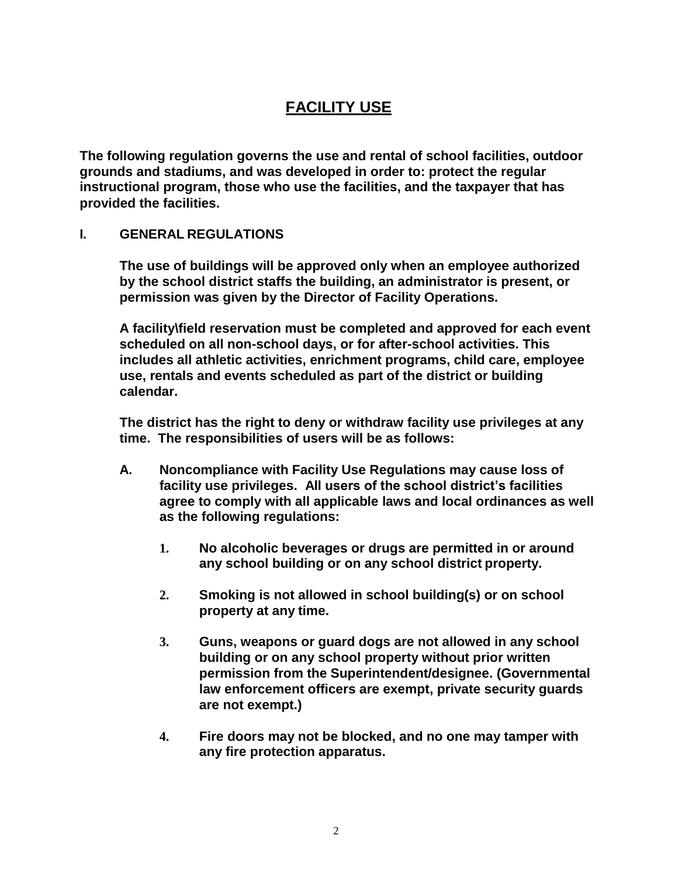# FACILITY USE

**The following regulation governs the use and rental of school facilities, outdoor grounds and stadiums, and was developed in order to: protect the regular instructional program, those who use the facilities, and the taxpayer that has provided the facilities.**

## I. GENERAL REGULATIONS

**The use of buildings will be approved only when an employee authorized by the school district staffs the building, an administrator is present, or permission was given by the Director of Facility Operations.**

**A facility\field reservation must be completed and approved for each event scheduled on all non-school days, or for after-school activities. This includes all athletic activities, enrichment programs, child care, employee use, rentals and events scheduled as part of the district or building calendar.**

**The district has the right to deny or withdraw facility use privileges at any time. The responsibilities of users will be as follows:**

**A. Noncompliance with Facility Use Regulations may cause loss of facility use privileges. All users of the school district's facilities agree to comply with all applicable laws and local ordinances as well as the following regulations:**

1. **No alcoholic beverages or drugs are permitted in or around any school building or on any school district property.**

2. **Smoking is not allowed in school building(s) or on school property at any time.**

3. **Guns, weapons or guard dogs are not allowed in any school building or on any school property without prior written permission from the Superintendent/designee. (Governmental law enforcement officers are exempt, private security guards are not exempt.)**

4. **Fire doors may not be blocked, and no one may tamper with any fire protection apparatus.**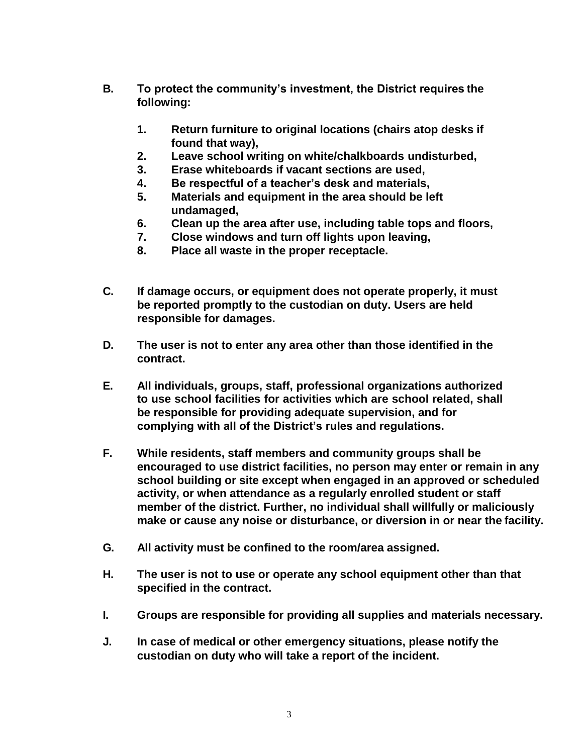**B. To protect the community's investment, the District requires the following:**

1. **Return furniture to original locations (chairs atop desks if found that way),**
2. **Leave school writing on white/chalkboards undisturbed,**
3. **Erase whiteboards if vacant sections are used,**
4. **Be respectful of a teacher's desk and materials,**
5. **Materials and equipment in the area should be left undamaged,**
6. **Clean up the area after use, including table tops and floors,**
7. **Close windows and turn off lights upon leaving,**
8. **Place all waste in the proper receptacle.**

**C. If damage occurs, or equipment does not operate properly, it must be reported promptly to the custodian on duty. Users are held responsible for damages.**

**D. The user is not to enter any area other than those identified in the contract.**

**E. All individuals, groups, staff, professional organizations authorized to use school facilities for activities which are school related, shall be responsible for providing adequate supervision, and for complying with all of the District's rules and regulations.**

**F. While residents, staff members and community groups shall be encouraged to use district facilities, no person may enter or remain in any school building or site except when engaged in an approved or scheduled activity, or when attendance as a regularly enrolled student or staff member of the district. Further, no individual shall willfully or maliciously make or cause any noise or disturbance, or diversion in or near the facility.**

**G. All activity must be confined to the room/area assigned.**

**H. The user is not to use or operate any school equipment other than that specified in the contract.**

**I. Groups are responsible for providing all supplies and materials necessary.**

**J. In case of medical or other emergency situations, please notify the custodian on duty who will take a report of the incident.**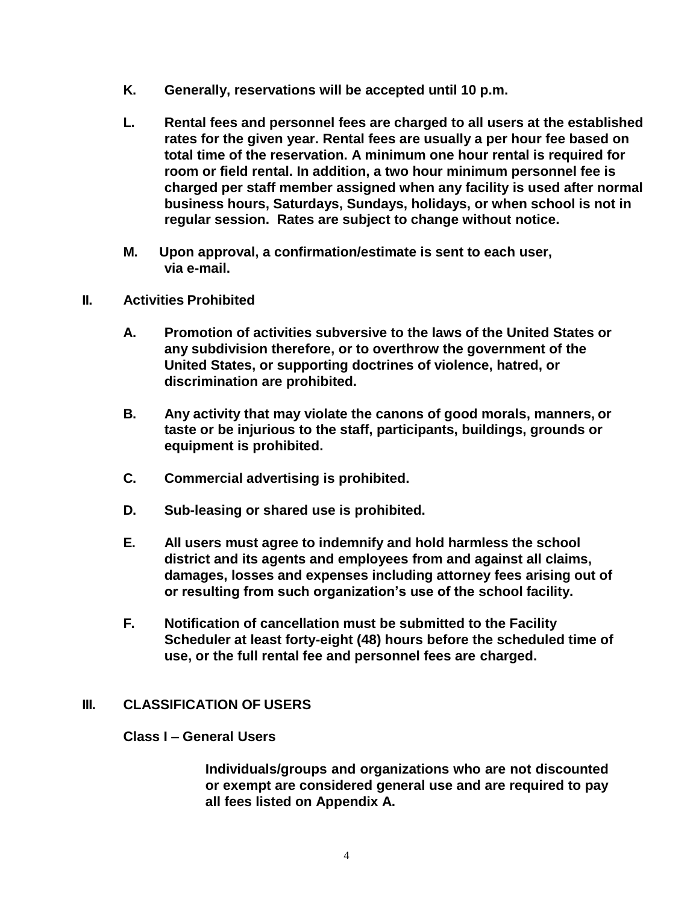**K. Generally, reservations will be accepted until 10 p.m.**

**L. Rental fees and personnel fees are charged to all users at the established rates for the given year. Rental fees are usually a per hour fee based on total time of the reservation. A minimum one hour rental is required for room or field rental. In addition, a two hour minimum personnel fee is charged per staff member assigned when any facility is used after normal business hours, Saturdays, Sundays, holidays, or when school is not in regular session. Rates are subject to change without notice.**

**M. Upon approval, a confirmation/estimate is sent to each user, via e-mail.**

## II. Activities Prohibited

**A. Promotion of activities subversive to the laws of the United States or any subdivision therefore, or to overthrow the government of the United States, or supporting doctrines of violence, hatred, or discrimination are prohibited.**

**B. Any activity that may violate the canons of good morals, manners, or taste or be injurious to the staff, participants, buildings, grounds or equipment is prohibited.**

**C. Commercial advertising is prohibited.**

**D. Sub-leasing or shared use is prohibited.**

**E. All users must agree to indemnify and hold harmless the school district and its agents and employees from and against all claims, damages, losses and expenses including attorney fees arising out of or resulting from such organization's use of the school facility.**

**F. Notification of cancellation must be submitted to the Facility Scheduler at least forty-eight (48) hours before the scheduled time of use, or the full rental fee and personnel fees are charged.**

## III. CLASSIFICATION OF USERS

**Class I – General Users**

**Individuals/groups and organizations who are not discounted or exempt are considered general use and are required to pay all fees listed on Appendix A.**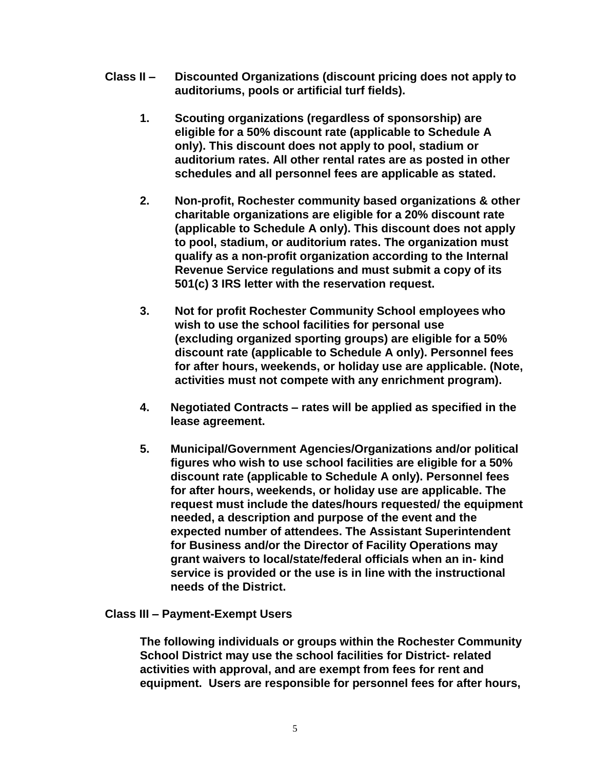**Class II – Discounted Organizations (discount pricing does not apply to auditoriums, pools or artificial turf fields).**

1. **Scouting organizations (regardless of sponsorship) are eligible for a 50% discount rate (applicable to Schedule A only). This discount does not apply to pool, stadium or auditorium rates. All other rental rates are as posted in other schedules and all personnel fees are applicable as stated.**

2. **Non-profit, Rochester community based organizations & other charitable organizations are eligible for a 20% discount rate (applicable to Schedule A only). This discount does not apply to pool, stadium, or auditorium rates. The organization must qualify as a non-profit organization according to the Internal Revenue Service regulations and must submit a copy of its 501(c) 3 IRS letter with the reservation request.**

3. **Not for profit Rochester Community School employees who wish to use the school facilities for personal use (excluding organized sporting groups) are eligible for a 50% discount rate (applicable to Schedule A only). Personnel fees for after hours, weekends, or holiday use are applicable. (Note, activities must not compete with any enrichment program).**

4. **Negotiated Contracts – rates will be applied as specified in the lease agreement.**

5. **Municipal/Government Agencies/Organizations and/or political figures who wish to use school facilities are eligible for a 50% discount rate (applicable to Schedule A only). Personnel fees for after hours, weekends, or holiday use are applicable. The request must include the dates/hours requested/ the equipment needed, a description and purpose of the event and the expected number of attendees. The Assistant Superintendent for Business and/or the Director of Facility Operations may grant waivers to local/state/federal officials when an in- kind service is provided or the use is in line with the instructional needs of the District.**

**Class III – Payment-Exempt Users**

**The following individuals or groups within the Rochester Community School District may use the school facilities for District- related activities with approval, and are exempt from fees for rent and equipment. Users are responsible for personnel fees for after hours,**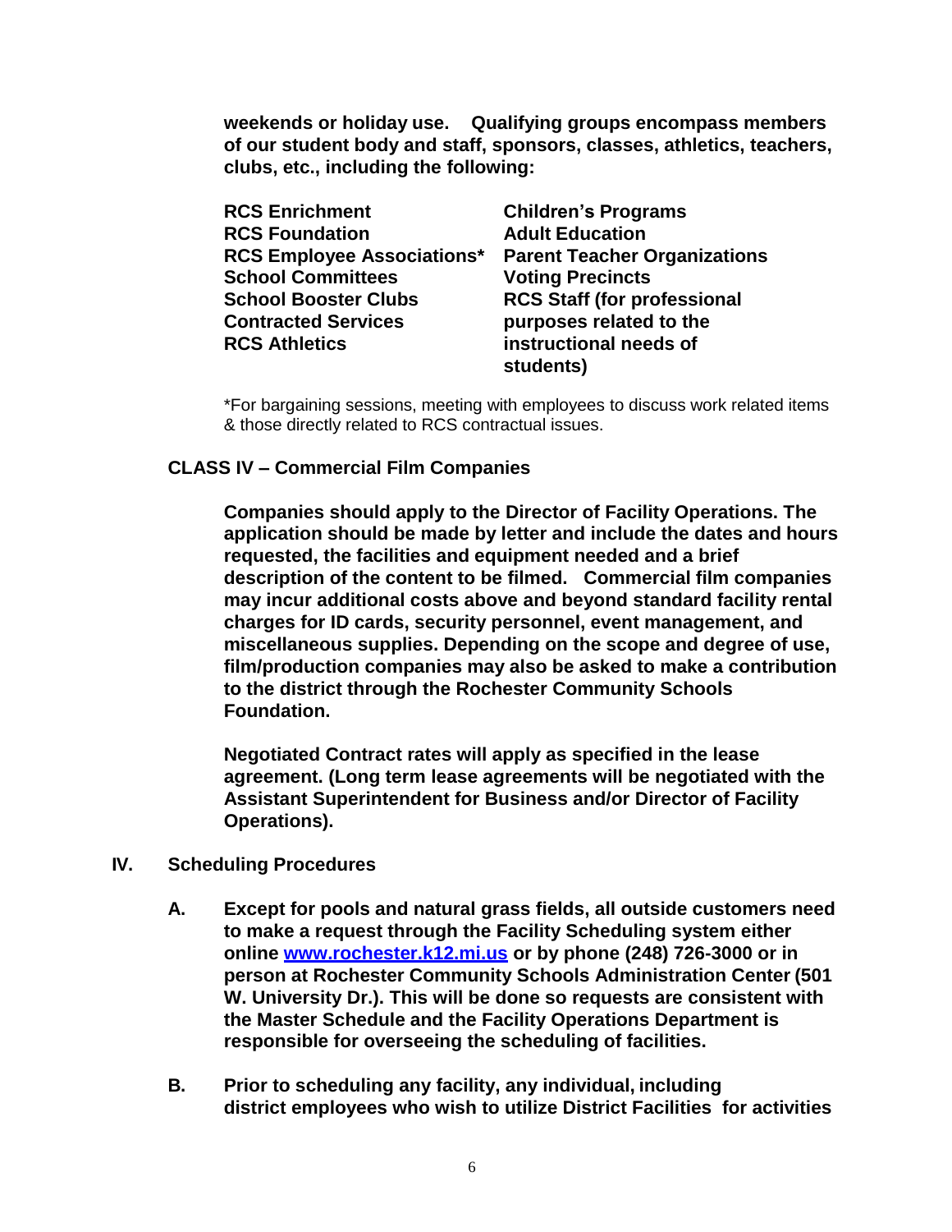**weekends or holiday use. Qualifying groups encompass members of our student body and staff, sponsors, classes, athletics, teachers, clubs, etc., including the following:**

| | |
|---|---|
| **RCS Enrichment** | **Children's Programs** |
| **RCS Foundation** | **Adult Education** |
| **RCS Employee Associations*** | **Parent Teacher Organizations** |
| **School Committees** | **Voting Precincts** |
| **School Booster Clubs** | **RCS Staff (for professional purposes related to the instructional needs of students)** |
| **Contracted Services** | |
| **RCS Athletics** | |

*For bargaining sessions, meeting with employees to discuss work related items & those directly related to RCS contractual issues.

**CLASS IV – Commercial Film Companies**

**Companies should apply to the Director of Facility Operations. The application should be made by letter and include the dates and hours requested, the facilities and equipment needed and a brief description of the content to be filmed. Commercial film companies may incur additional costs above and beyond standard facility rental charges for ID cards, security personnel, event management, and miscellaneous supplies. Depending on the scope and degree of use, film/production companies may also be asked to make a contribution to the district through the Rochester Community Schools Foundation.**

**Negotiated Contract rates will apply as specified in the lease agreement. (Long term lease agreements will be negotiated with the Assistant Superintendent for Business and/or Director of Facility Operations).**

## IV. Scheduling Procedures

**A.** **Except for pools and natural grass fields, all outside customers need to make a request through the Facility Scheduling system either online [www.rochester.k12.mi.us](www.rochester.k12.mi.us) or by phone (248) 726-3000 or in person at Rochester Community Schools Administration Center (501 W. University Dr.). This will be done so requests are consistent with the Master Schedule and the Facility Operations Department is responsible for overseeing the scheduling of facilities.**

**B.** **Prior to scheduling any facility, any individual, including district employees who wish to utilize District Facilities for activities**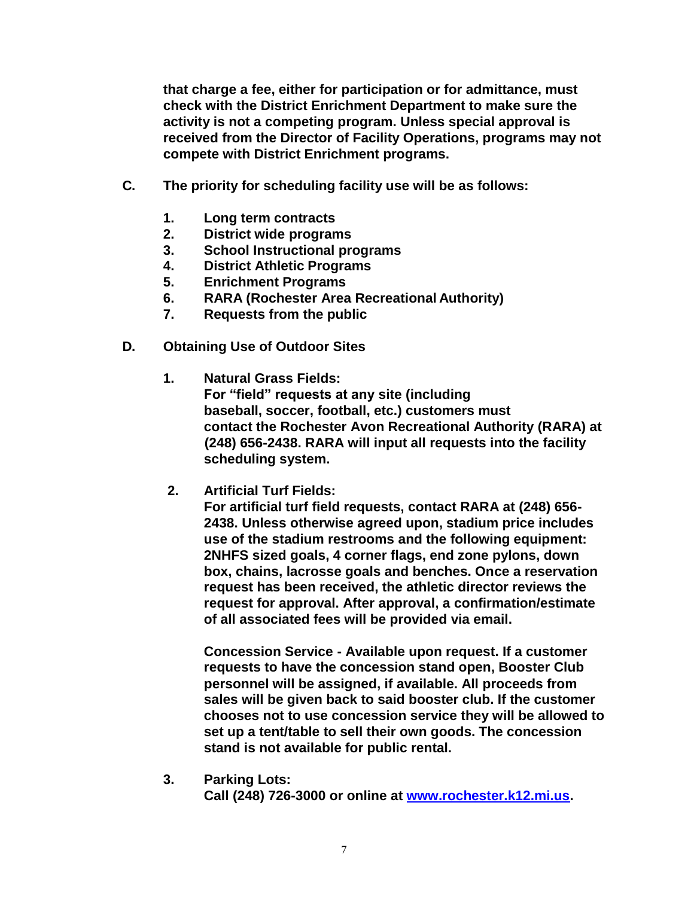**that charge a fee, either for participation or for admittance, must check with the District Enrichment Department to make sure the activity is not a competing program. Unless special approval is received from the Director of Facility Operations, programs may not compete with District Enrichment programs.**

**C. The priority for scheduling facility use will be as follows:**

1. **Long term contracts**
2. **District wide programs**
3. **School Instructional programs**
4. **District Athletic Programs**
5. **Enrichment Programs**
6. **RARA (Rochester Area Recreational Authority)**
7. **Requests from the public**

**D. Obtaining Use of Outdoor Sites**

1. **Natural Grass Fields:**
   **For "field" requests at any site (including baseball, soccer, football, etc.) customers must contact the Rochester Avon Recreational Authority (RARA) at (248) 656-2438. RARA will input all requests into the facility scheduling system.**

2. **Artificial Turf Fields:**
   **For artificial turf field requests, contact RARA at (248) 656-2438. Unless otherwise agreed upon, stadium price includes use of the stadium restrooms and the following equipment: 2NHFS sized goals, 4 corner flags, end zone pylons, down box, chains, lacrosse goals and benches. Once a reservation request has been received, the athletic director reviews the request for approval. After approval, a confirmation/estimate of all associated fees will be provided via email.**

   **Concession Service - Available upon request. If a customer requests to have the concession stand open, Booster Club personnel will be assigned, if available. All proceeds from sales will be given back to said booster club. If the customer chooses not to use concession service they will be allowed to set up a tent/table to sell their own goods. The concession stand is not available for public rental.**

3. **Parking Lots:**
   **Call (248) 726-3000 or online at [www.rochester.k12.mi.us](http://www.rochester.k12.mi.us).**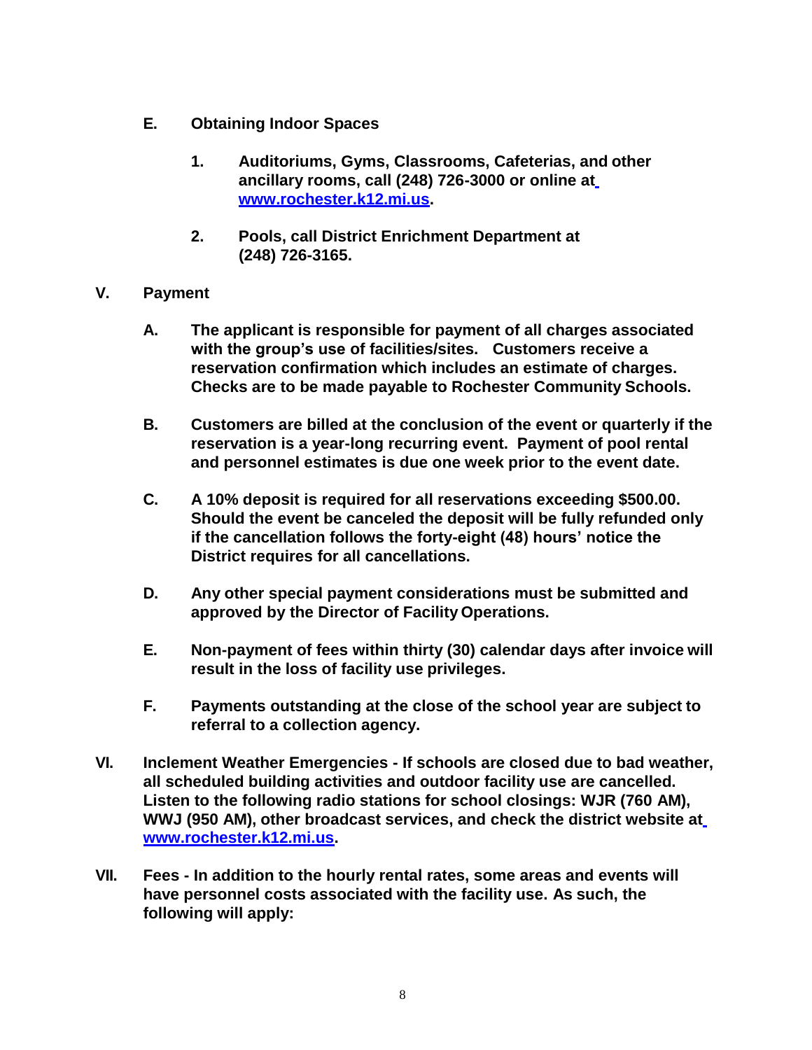**E. Obtaining Indoor Spaces**

1. **Auditoriums, Gyms, Classrooms, Cafeterias, and other ancillary rooms, call (248) 726-3000 or online at [www.rochester.k12.mi.us](http://www.rochester.k12.mi.us).**

2. **Pools, call District Enrichment Department at (248) 726-3165.**

**V. Payment**

**A. The applicant is responsible for payment of all charges associated with the group's use of facilities/sites. Customers receive a reservation confirmation which includes an estimate of charges. Checks are to be made payable to Rochester Community Schools.**

**B. Customers are billed at the conclusion of the event or quarterly if the reservation is a year-long recurring event. Payment of pool rental and personnel estimates is due one week prior to the event date.**

**C. A 10% deposit is required for all reservations exceeding $500.00. Should the event be canceled the deposit will be fully refunded only if the cancellation follows the forty-eight (48) hours' notice the District requires for all cancellations.**

**D. Any other special payment considerations must be submitted and approved by the Director of Facility Operations.**

**E. Non-payment of fees within thirty (30) calendar days after invoice will result in the loss of facility use privileges.**

**F. Payments outstanding at the close of the school year are subject to referral to a collection agency.**

**VI. Inclement Weather Emergencies - If schools are closed due to bad weather, all scheduled building activities and outdoor facility use are cancelled. Listen to the following radio stations for school closings: WJR (760 AM), WWJ (950 AM), other broadcast services, and check the district website at [www.rochester.k12.mi.us](http://www.rochester.k12.mi.us).**

**VII. Fees - In addition to the hourly rental rates, some areas and events will have personnel costs associated with the facility use. As such, the following will apply:**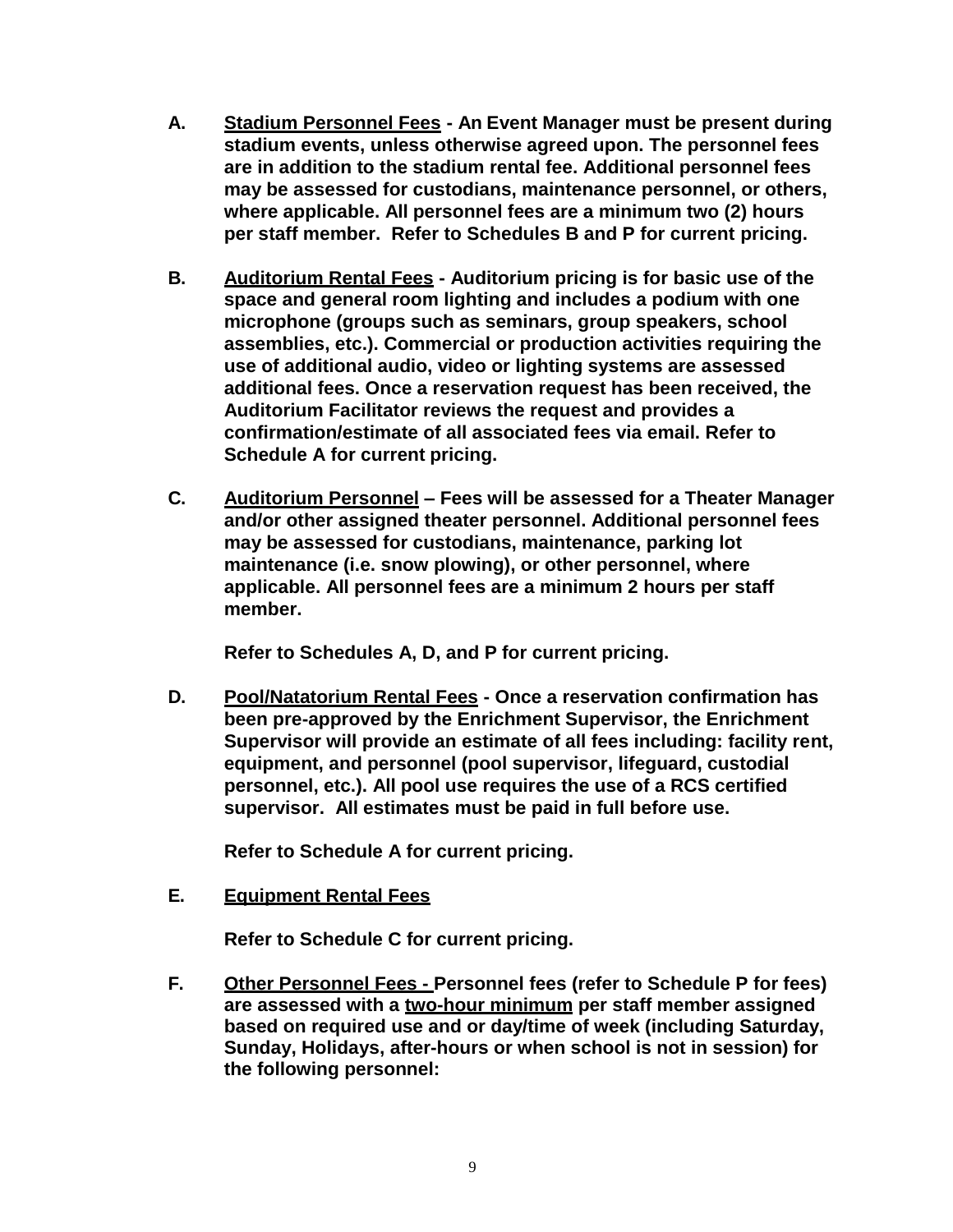**A. <u>Stadium Personnel Fees</u> - An Event Manager must be present during stadium events, unless otherwise agreed upon. The personnel fees are in addition to the stadium rental fee. Additional personnel fees may be assessed for custodians, maintenance personnel, or others, where applicable. All personnel fees are a minimum two (2) hours per staff member. Refer to Schedules B and P for current pricing.**

**B. <u>Auditorium Rental Fees</u> - Auditorium pricing is for basic use of the space and general room lighting and includes a podium with one microphone (groups such as seminars, group speakers, school assemblies, etc.). Commercial or production activities requiring the use of additional audio, video or lighting systems are assessed additional fees. Once a reservation request has been received, the Auditorium Facilitator reviews the request and provides a confirmation/estimate of all associated fees via email. Refer to Schedule A for current pricing.**

**C. <u>Auditorium Personnel</u> – Fees will be assessed for a Theater Manager and/or other assigned theater personnel. Additional personnel fees may be assessed for custodians, maintenance, parking lot maintenance (i.e. snow plowing), or other personnel, where applicable. All personnel fees are a minimum 2 hours per staff member.**

**Refer to Schedules A, D, and P for current pricing.**

**D. <u>Pool/Natatorium Rental Fees</u> - Once a reservation confirmation has been pre-approved by the Enrichment Supervisor, the Enrichment Supervisor will provide an estimate of all fees including: facility rent, equipment, and personnel (pool supervisor, lifeguard, custodial personnel, etc.). All pool use requires the use of a RCS certified supervisor. All estimates must be paid in full before use.**

**Refer to Schedule A for current pricing.**

**E. <u>Equipment Rental Fees</u>**

**Refer to Schedule C for current pricing.**

**F. <u>Other Personnel Fees -</u> Personnel fees (refer to Schedule P for fees) are assessed with a <u>two-hour minimum</u> per staff member assigned based on required use and or day/time of week (including Saturday, Sunday, Holidays, after-hours or when school is not in session) for the following personnel:**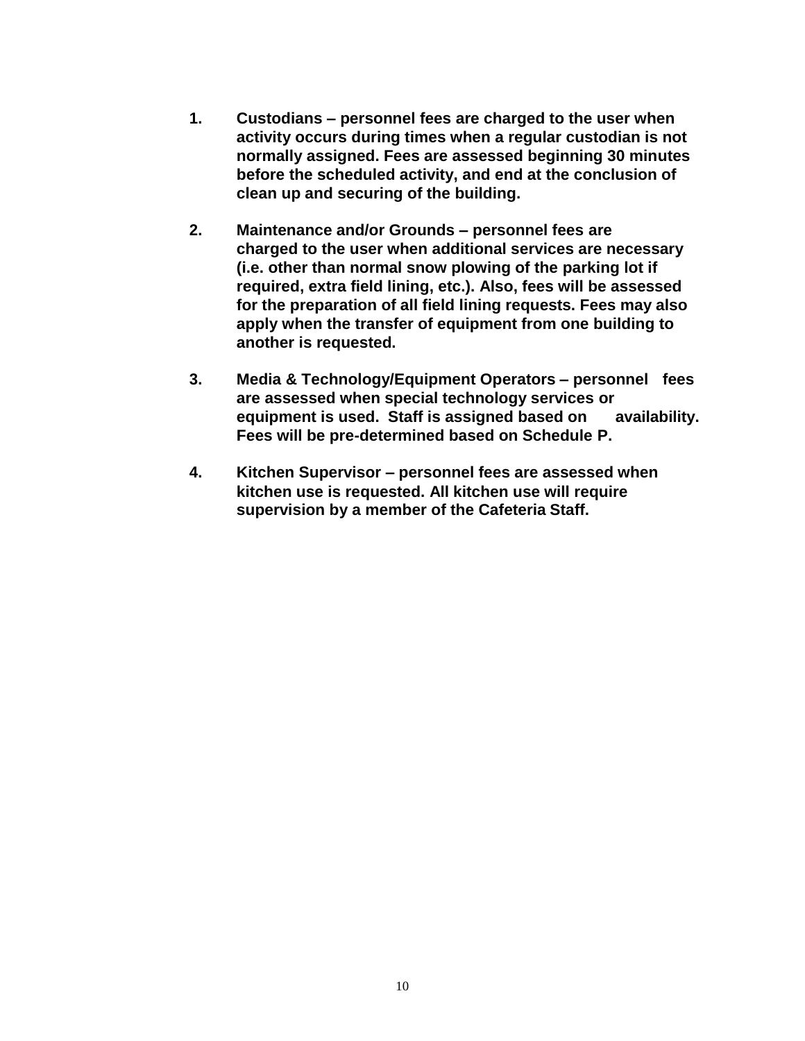1. **Custodians – personnel fees are charged to the user when activity occurs during times when a regular custodian is not normally assigned. Fees are assessed beginning 30 minutes before the scheduled activity, and end at the conclusion of clean up and securing of the building.**

2. **Maintenance and/or Grounds – personnel fees are charged to the user when additional services are necessary (i.e. other than normal snow plowing of the parking lot if required, extra field lining, etc.). Also, fees will be assessed for the preparation of all field lining requests. Fees may also apply when the transfer of equipment from one building to another is requested.**

3. **Media & Technology/Equipment Operators – personnel fees are assessed when special technology services or equipment is used. Staff is assigned based on availability. Fees will be pre-determined based on Schedule P.**

4. **Kitchen Supervisor – personnel fees are assessed when kitchen use is requested. All kitchen use will require supervision by a member of the Cafeteria Staff.**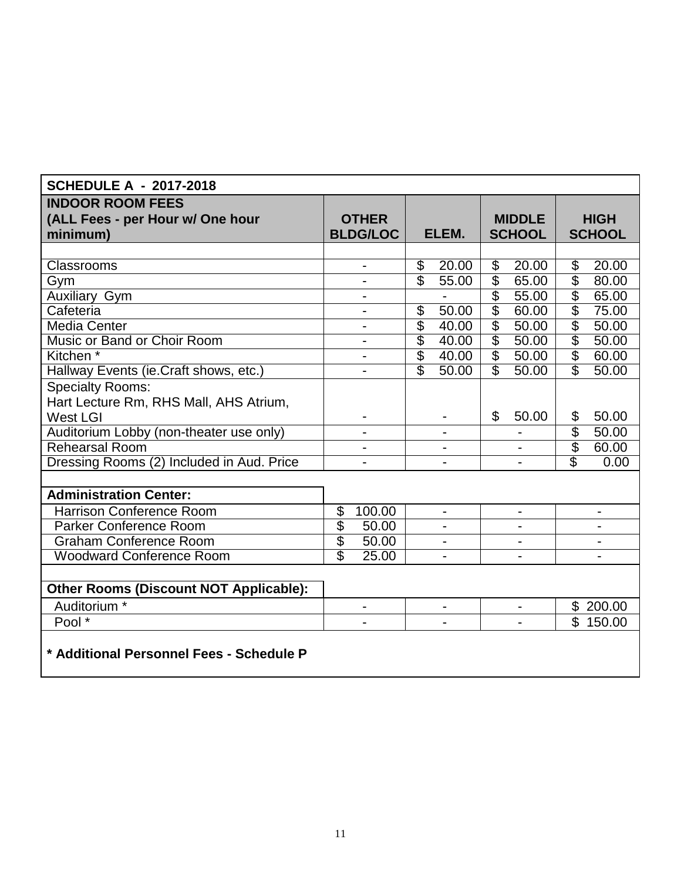| SCHEDULE A - 2017-2018 | | | | |
|---|---|---|---|---|
| **INDOOR ROOM FEES (ALL Fees - per Hour w/ One hour minimum)** | **OTHER BLDG/LOC** | **ELEM.** | **MIDDLE SCHOOL** | **HIGH SCHOOL** |
| | | | | |
| Classrooms | - | $ 20.00 | $ 20.00 | $ 20.00 |
| Gym | - | $ 55.00 | $ 65.00 | $ 80.00 |
| Auxiliary Gym | - | - | $ 55.00 | $ 65.00 |
| Cafeteria | - | $ 50.00 | $ 60.00 | $ 75.00 |
| Media Center | - | $ 40.00 | $ 50.00 | $ 50.00 |
| Music or Band or Choir Room | - | $ 40.00 | $ 50.00 | $ 50.00 |
| Kitchen * | - | $ 40.00 | $ 50.00 | $ 60.00 |
| Hallway Events (ie.Craft shows, etc.) | - | $ 50.00 | $ 50.00 | $ 50.00 |
| Specialty Rooms: Hart Lecture Rm, RHS Mall, AHS Atrium, West LGI | - | - | $ 50.00 | $ 50.00 |
| Auditorium Lobby (non-theater use only) | - | - | - | $ 50.00 |
| Rehearsal Room | - | - | - | $ 60.00 |
| Dressing Rooms (2) Included in Aud. Price | - | - | - | $ 0.00 |
| | | | | |
| **Administration Center:** | | | | |
| Harrison Conference Room | $ 100.00 | - | - | - |
| Parker Conference Room | $ 50.00 | - | - | - |
| Graham Conference Room | $ 50.00 | - | - | - |
| Woodward Conference Room | $ 25.00 | - | - | - |
| | | | | |
| **Other Rooms (Discount NOT Applicable):** | | | | |
| Auditorium * | - | - | - | $ 200.00 |
| Pool * | - | - | - | $ 150.00 |

**\* Additional Personnel Fees - Schedule P**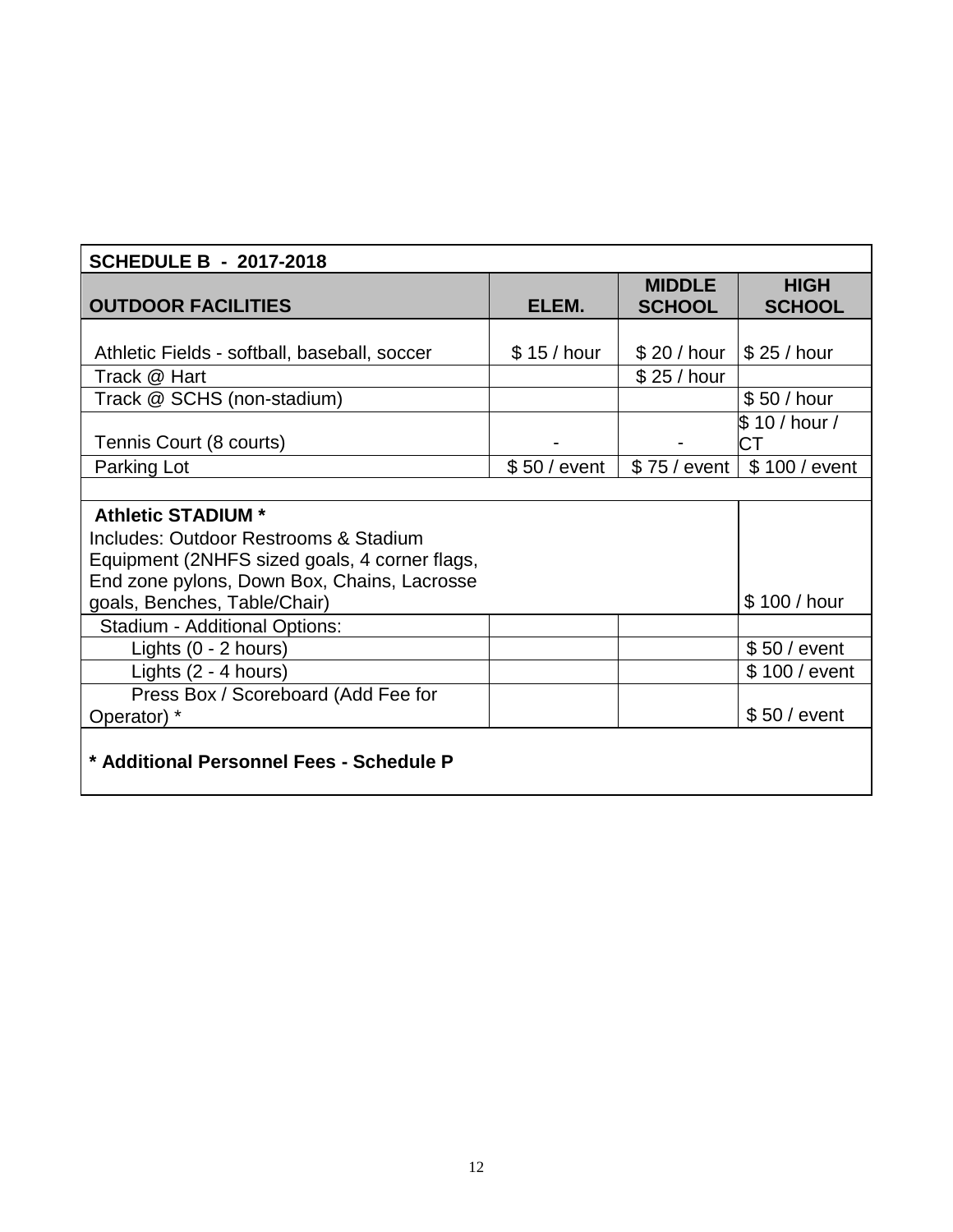| SCHEDULE B - 2017-2018 | | | |
|---|---|---|---|
| **OUTDOOR FACILITIES** | **ELEM.** | **MIDDLE SCHOOL** | **HIGH SCHOOL** |
| Athletic Fields - softball, baseball, soccer | $ 15 / hour | $ 20 / hour | $ 25 / hour |
| Track @ Hart | | $ 25 / hour | |
| Track @ SCHS (non-stadium) | | | $ 50 / hour |
| Tennis Court (8 courts) | - | - | $ 10 / hour / CT |
| Parking Lot | $ 50 / event | $ 75 / event | $ 100 / event |
| | | | |
| **Athletic STADIUM *** Includes: Outdoor Restrooms & Stadium Equipment (2NHFS sized goals, 4 corner flags, End zone pylons, Down Box, Chains, Lacrosse goals, Benches, Table/Chair) | | | $ 100 / hour |
| Stadium - Additional Options: | | | |
| Lights (0 - 2 hours) | | | $ 50 / event |
| Lights (2 - 4 hours) | | | $ 100 / event |
| Press Box / Scoreboard (Add Fee for Operator) * | | | $ 50 / event |

**\* Additional Personnel Fees - Schedule P**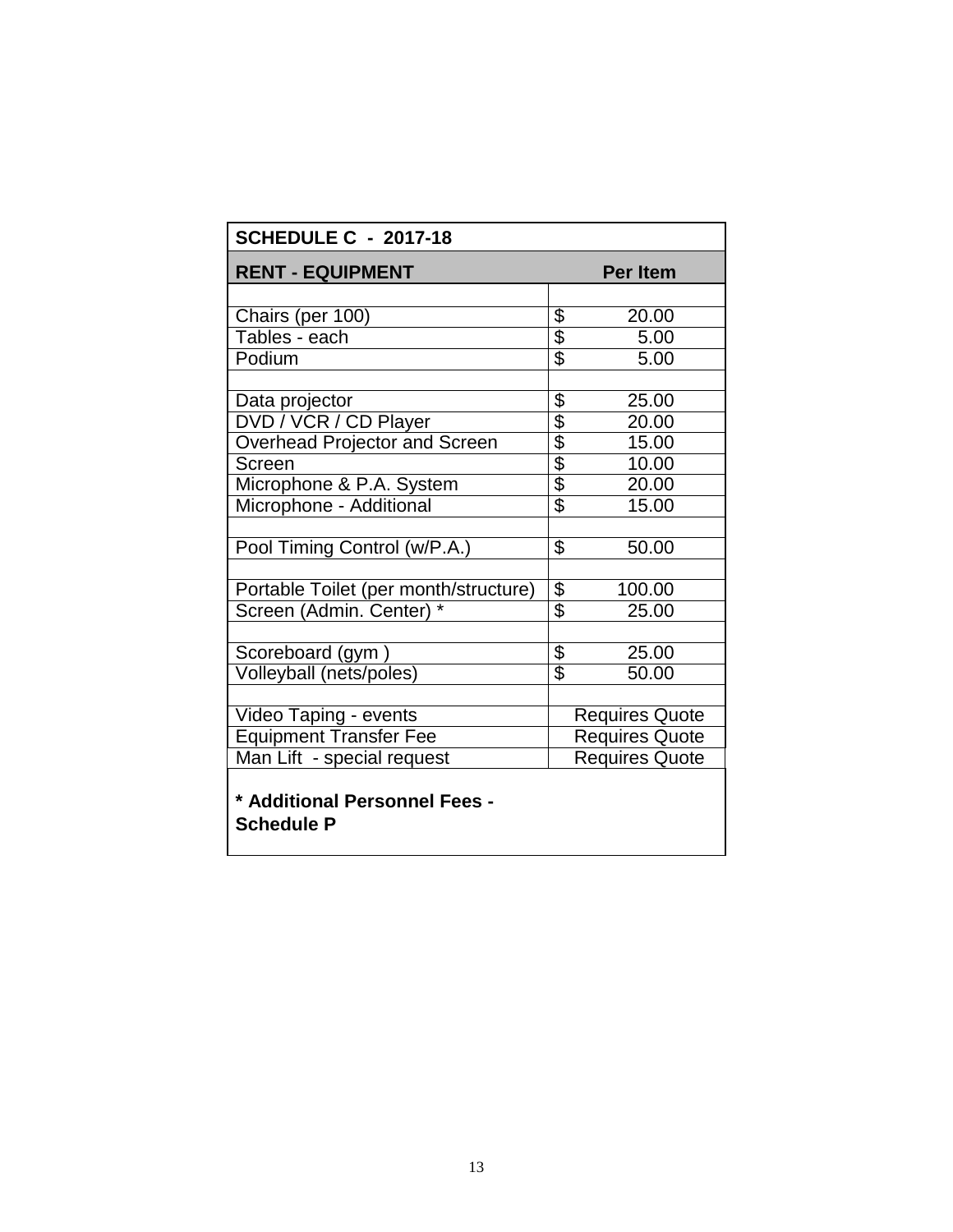| SCHEDULE C - 2017-18 | |
|---|---|
| **RENT - EQUIPMENT** | **Per Item** |
| | |
| Chairs (per 100) | $ 20.00 |
| Tables - each | $ 5.00 |
| Podium | $ 5.00 |
| | |
| Data projector | $ 25.00 |
| DVD / VCR / CD Player | $ 20.00 |
| Overhead Projector and Screen | $ 15.00 |
| Screen | $ 10.00 |
| Microphone & P.A. System | $ 20.00 |
| Microphone - Additional | $ 15.00 |
| | |
| Pool Timing Control (w/P.A.) | $ 50.00 |
| | |
| Portable Toilet (per month/structure) | $ 100.00 |
| Screen (Admin. Center) * | $ 25.00 |
| | |
| Scoreboard (gym ) | $ 25.00 |
| Volleyball (nets/poles) | $ 50.00 |
| | |
| Video Taping - events | Requires Quote |
| Equipment Transfer Fee | Requires Quote |
| Man Lift - special request | Requires Quote |

**\* Additional Personnel Fees - Schedule P**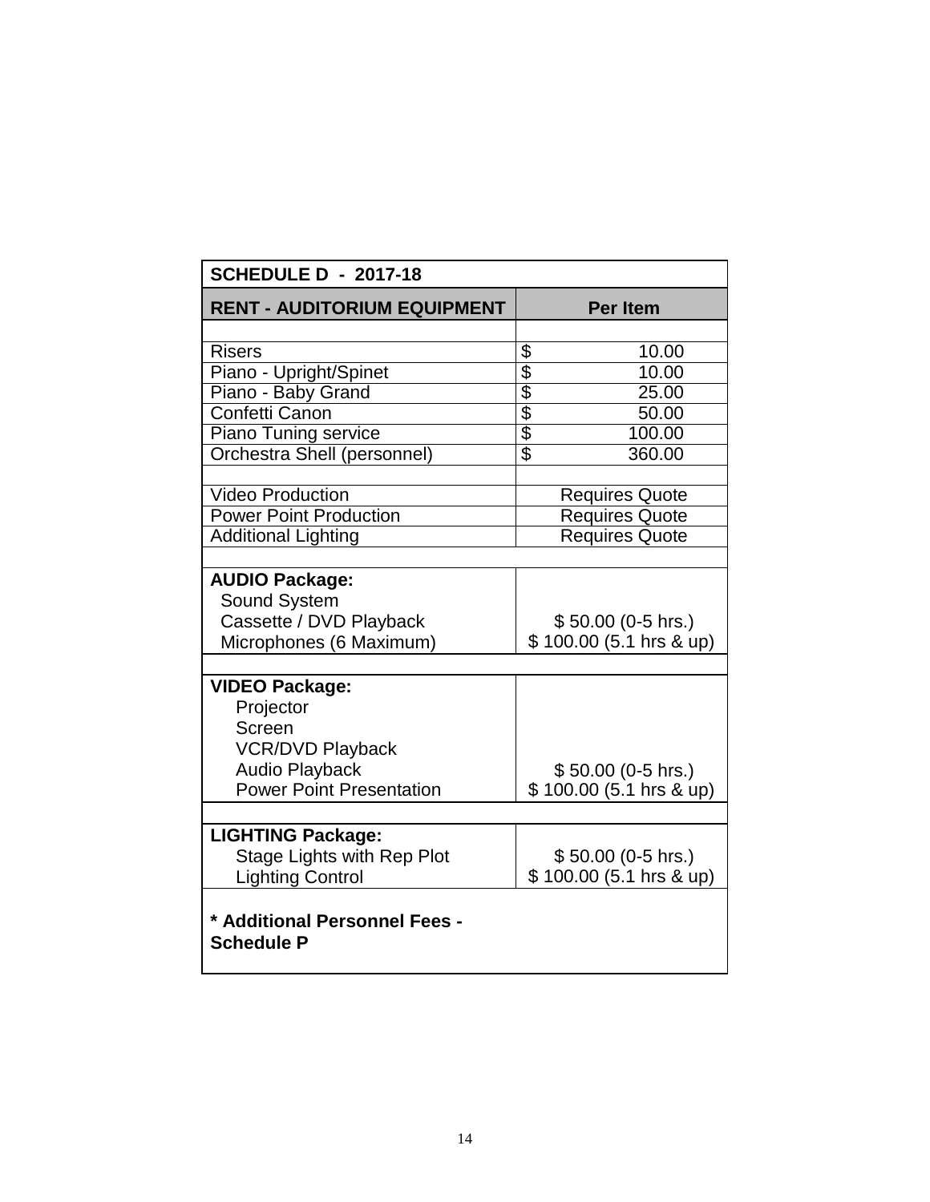| SCHEDULE D - 2017-18 | |
|---|---|
| **RENT - AUDITORIUM EQUIPMENT** | **Per Item** |
| | |
| Risers | $ 10.00 |
| Piano - Upright/Spinet | $ 10.00 |
| Piano - Baby Grand | $ 25.00 |
| Confetti Canon | $ 50.00 |
| Piano Tuning service | $ 100.00 |
| Orchestra Shell (personnel) | $ 360.00 |
| | |
| Video Production | Requires Quote |
| Power Point Production | Requires Quote |
| Additional Lighting | Requires Quote |
| | |
| **AUDIO Package:**<br>Sound System<br>Cassette / DVD Playback<br>Microphones (6 Maximum) | $ 50.00 (0-5 hrs.)<br>$ 100.00 (5.1 hrs & up) |
| | |
| **VIDEO Package:**<br>Projector<br>Screen<br>VCR/DVD Playback<br>Audio Playback<br>Power Point Presentation | $ 50.00 (0-5 hrs.)<br>$ 100.00 (5.1 hrs & up) |
| | |
| **LIGHTING Package:**<br>Stage Lights with Rep Plot<br>Lighting Control | $ 50.00 (0-5 hrs.)<br>$ 100.00 (5.1 hrs & up) |
| **\* Additional Personnel Fees - Schedule P** | |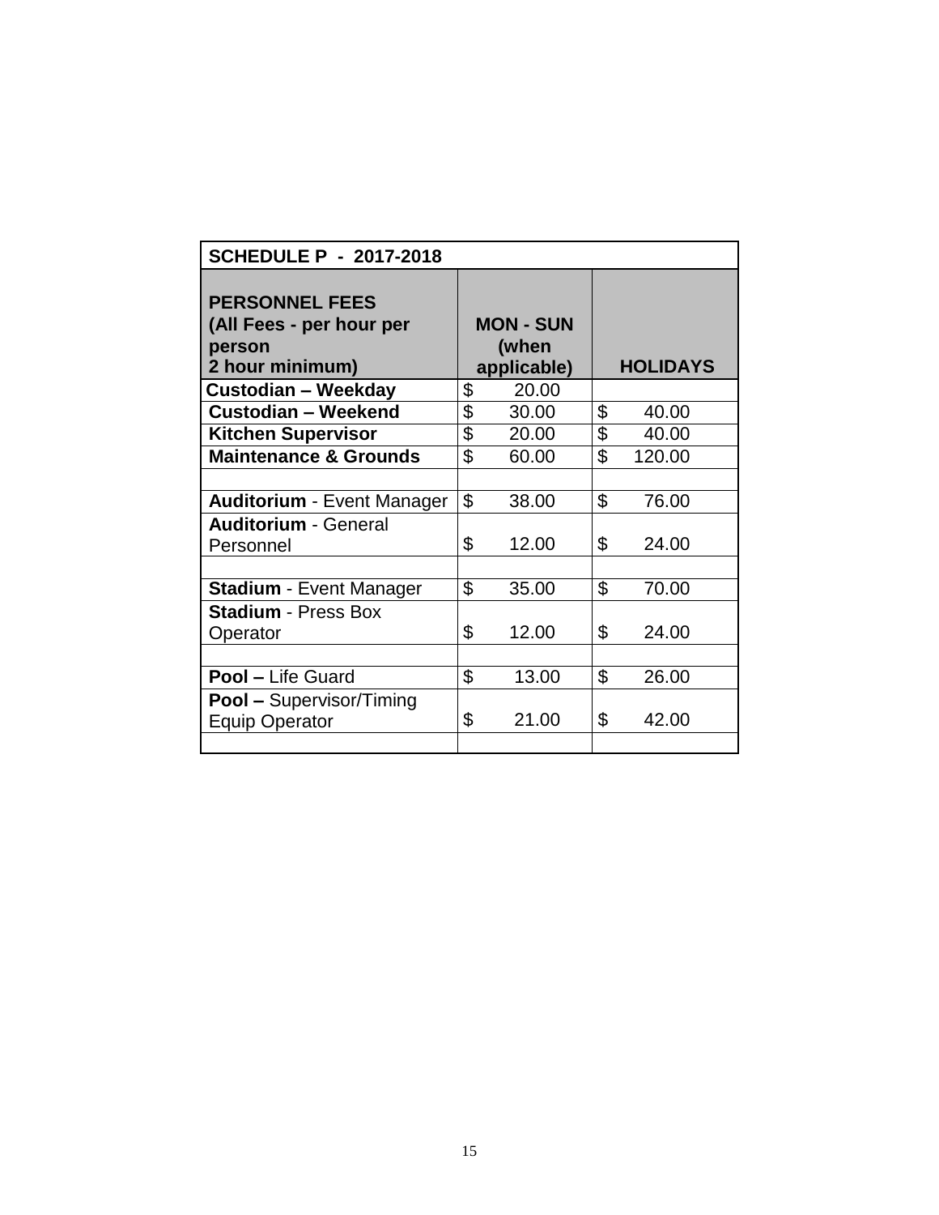| SCHEDULE P - 2017-2018 | | |
|---|---|---|
| **PERSONNEL FEES (All Fees - per hour per person 2 hour minimum)** | **MON - SUN (when applicable)** | **HOLIDAYS** |
| **Custodian – Weekday** | $ 20.00 | |
| **Custodian – Weekend** | $ 30.00 | $ 40.00 |
| **Kitchen Supervisor** | $ 20.00 | $ 40.00 |
| **Maintenance & Grounds** | $ 60.00 | $ 120.00 |
| | | |
| **Auditorium** - Event Manager | $ 38.00 | $ 76.00 |
| **Auditorium** - General Personnel | $ 12.00 | $ 24.00 |
| | | |
| **Stadium** - Event Manager | $ 35.00 | $ 70.00 |
| **Stadium** - Press Box Operator | $ 12.00 | $ 24.00 |
| | | |
| **Pool –** Life Guard | $ 13.00 | $ 26.00 |
| **Pool –** Supervisor/Timing Equip Operator | $ 21.00 | $ 42.00 |
| | | |